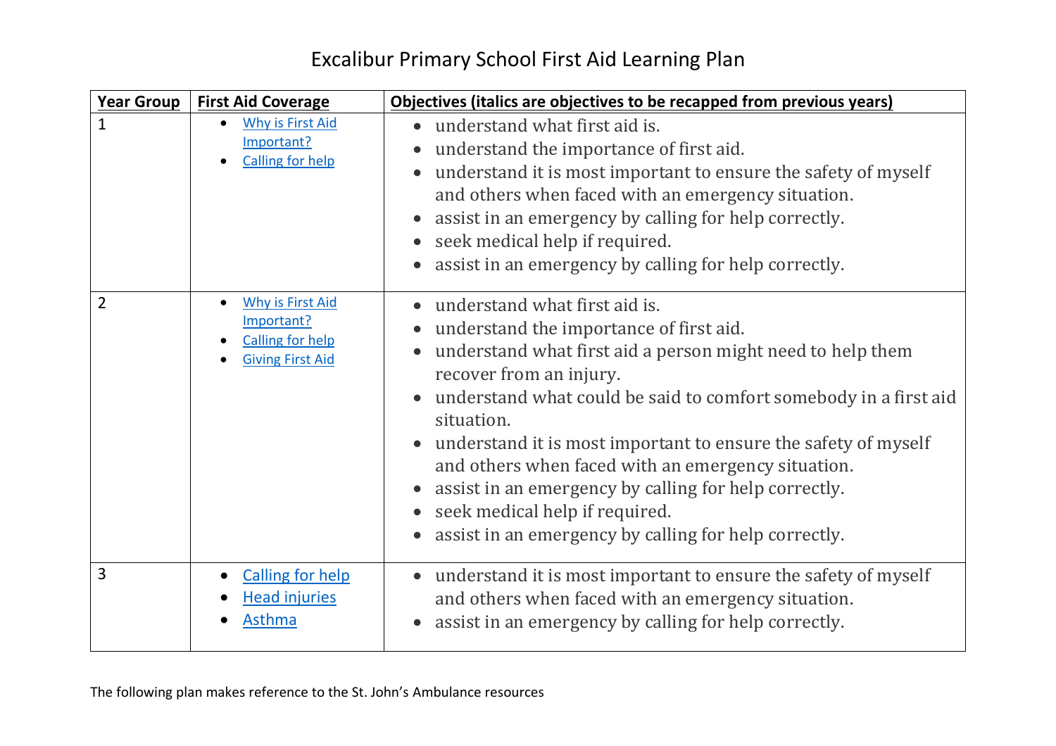# Excalibur Primary School First Aid Learning Plan

| Year Group | First Aid Coverage | Objectives (italics are objectives to be recapped from previous years) |
|---|---|---|
| 1 | <ul><li>Why is First Aid Important?</li><li>Calling for help</li></ul> | <ul><li>understand what first aid is.</li><li>understand the importance of first aid.</li><li>understand it is most important to ensure the safety of myself and others when faced with an emergency situation.</li><li>assist in an emergency by calling for help correctly.</li><li>seek medical help if required.</li><li>assist in an emergency by calling for help correctly.</li></ul> |
| 2 | <ul><li>Why is First Aid Important?</li><li>Calling for help</li><li>Giving First Aid</li></ul> | <ul><li>understand what first aid is.</li><li>understand the importance of first aid.</li><li>understand what first aid a person might need to help them recover from an injury.</li><li>understand what could be said to comfort somebody in a first aid situation.</li><li>understand it is most important to ensure the safety of myself and others when faced with an emergency situation.</li><li>assist in an emergency by calling for help correctly.</li><li>seek medical help if required.</li><li>assist in an emergency by calling for help correctly.</li></ul> |
| 3 | <ul><li>Calling for help</li><li>Head injuries</li><li>Asthma</li></ul> | <ul><li>understand it is most important to ensure the safety of myself and others when faced with an emergency situation.</li><li>assist in an emergency by calling for help correctly.</li></ul> |

The following plan makes reference to the St. John's Ambulance resources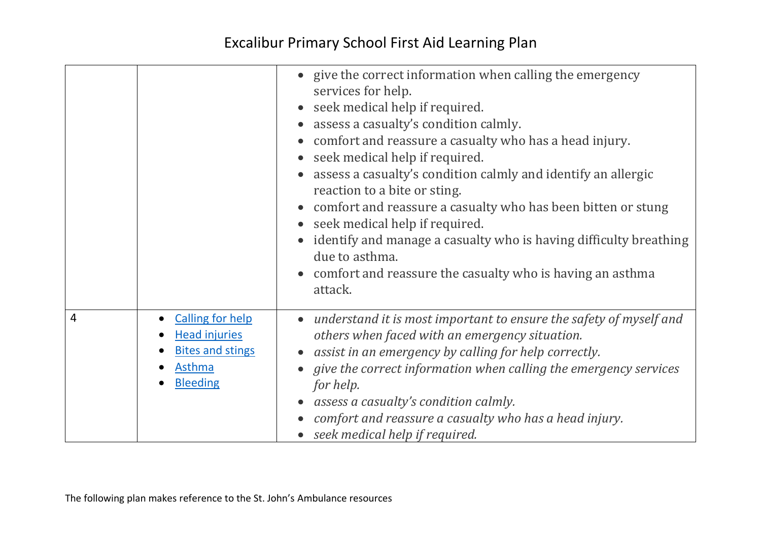# Excalibur Primary School First Aid Learning Plan

| | | |
|---|---|---|
| | | • give the correct information when calling the emergency services for help.<br>• seek medical help if required.<br>• assess a casualty's condition calmly.<br>• comfort and reassure a casualty who has a head injury.<br>• seek medical help if required.<br>• assess a casualty's condition calmly and identify an allergic reaction to a bite or sting.<br>• comfort and reassure a casualty who has been bitten or stung<br>• seek medical help if required.<br>• identify and manage a casualty who is having difficulty breathing due to asthma.<br>• comfort and reassure the casualty who is having an asthma attack. |
| 4 | • Calling for help<br>• Head injuries<br>• Bites and stings<br>• Asthma<br>• Bleeding | • *understand it is most important to ensure the safety of myself and others when faced with an emergency situation.*<br>• *assist in an emergency by calling for help correctly.*<br>• *give the correct information when calling the emergency services for help.*<br>• *assess a casualty's condition calmly.*<br>• *comfort and reassure a casualty who has a head injury.*<br>• *seek medical help if required.* |

The following plan makes reference to the St. John's Ambulance resources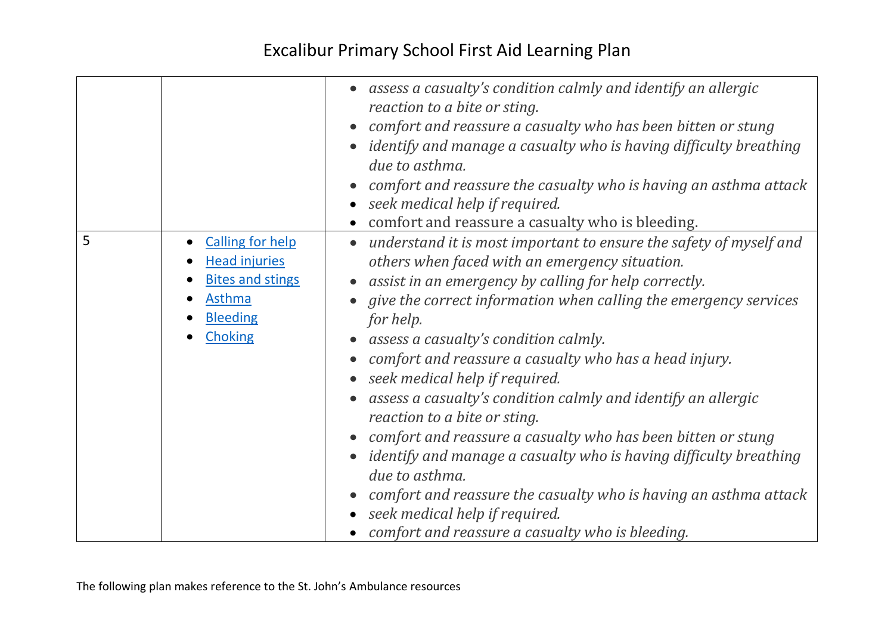# Excalibur Primary School First Aid Learning Plan

| | | |
|---|---|---|
| | | • *assess a casualty's condition calmly and identify an allergic reaction to a bite or sting.*<br>• *comfort and reassure a casualty who has been bitten or stung*<br>• *identify and manage a casualty who is having difficulty breathing due to asthma.*<br>• *comfort and reassure the casualty who is having an asthma attack*<br>• *seek medical help if required.*<br>• comfort and reassure a casualty who is bleeding. |
| 5 | • Calling for help<br>• Head injuries<br>• Bites and stings<br>• Asthma<br>• Bleeding<br>• Choking | • *understand it is most important to ensure the safety of myself and others when faced with an emergency situation.*<br>• *assist in an emergency by calling for help correctly.*<br>• *give the correct information when calling the emergency services for help.*<br>• *assess a casualty's condition calmly.*<br>• *comfort and reassure a casualty who has a head injury.*<br>• *seek medical help if required.*<br>• *assess a casualty's condition calmly and identify an allergic reaction to a bite or sting.*<br>• *comfort and reassure a casualty who has been bitten or stung*<br>• *identify and manage a casualty who is having difficulty breathing due to asthma.*<br>• *comfort and reassure the casualty who is having an asthma attack*<br>• *seek medical help if required.*<br>• *comfort and reassure a casualty who is bleeding.* |

The following plan makes reference to the St. John's Ambulance resources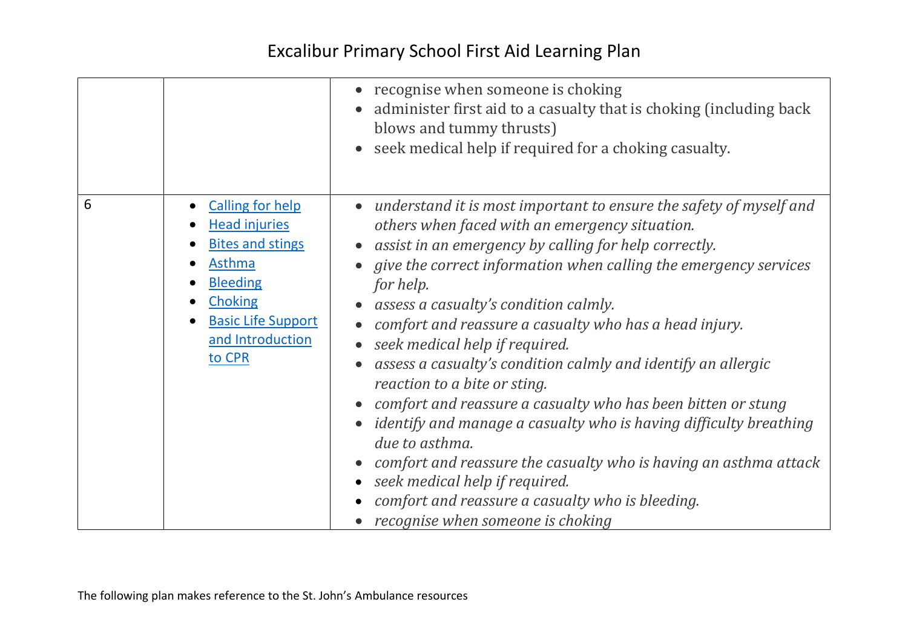# Excalibur Primary School First Aid Learning Plan

| | | |
|---|---|---|
| | | • recognise when someone is choking<br>• administer first aid to a casualty that is choking (including back blows and tummy thrusts)<br>• seek medical help if required for a choking casualty. |
| 6 | • [Calling for help]()<br>• [Head injuries]()<br>• [Bites and stings]()<br>• [Asthma]()<br>• [Bleeding]()<br>• [Choking]()<br>• [Basic Life Support and Introduction to CPR]() | • *understand it is most important to ensure the safety of myself and others when faced with an emergency situation.*<br>• *assist in an emergency by calling for help correctly.*<br>• *give the correct information when calling the emergency services for help.*<br>• *assess a casualty's condition calmly.*<br>• *comfort and reassure a casualty who has a head injury.*<br>• *seek medical help if required.*<br>• *assess a casualty's condition calmly and identify an allergic reaction to a bite or sting.*<br>• *comfort and reassure a casualty who has been bitten or stung*<br>• *identify and manage a casualty who is having difficulty breathing due to asthma.*<br>• *comfort and reassure the casualty who is having an asthma attack*<br>• *seek medical help if required.*<br>• *comfort and reassure a casualty who is bleeding.*<br>• *recognise when someone is choking* |

The following plan makes reference to the St. John's Ambulance resources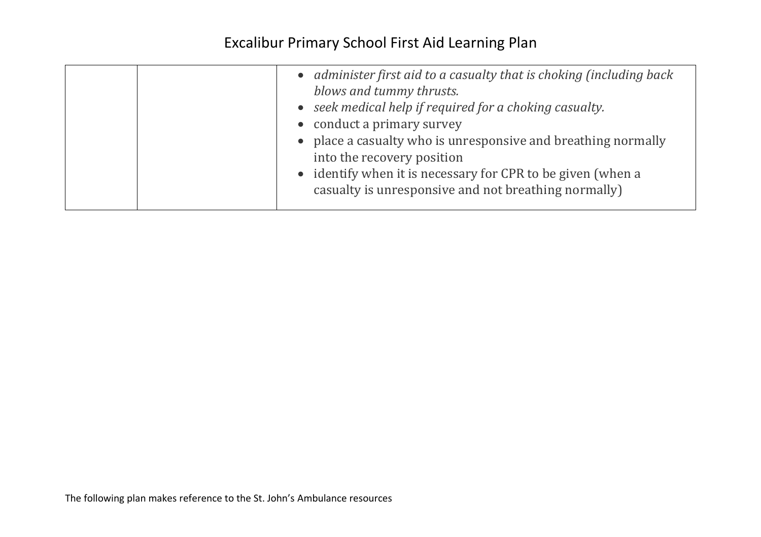| | | |
|---|---|---|
| | | • *administer first aid to a casualty that is choking (including back blows and tummy thrusts.*<br>• *seek medical help if required for a choking casualty.*<br>• conduct a primary survey<br>• place a casualty who is unresponsive and breathing normally into the recovery position<br>• identify when it is necessary for CPR to be given (when a casualty is unresponsive and not breathing normally) |